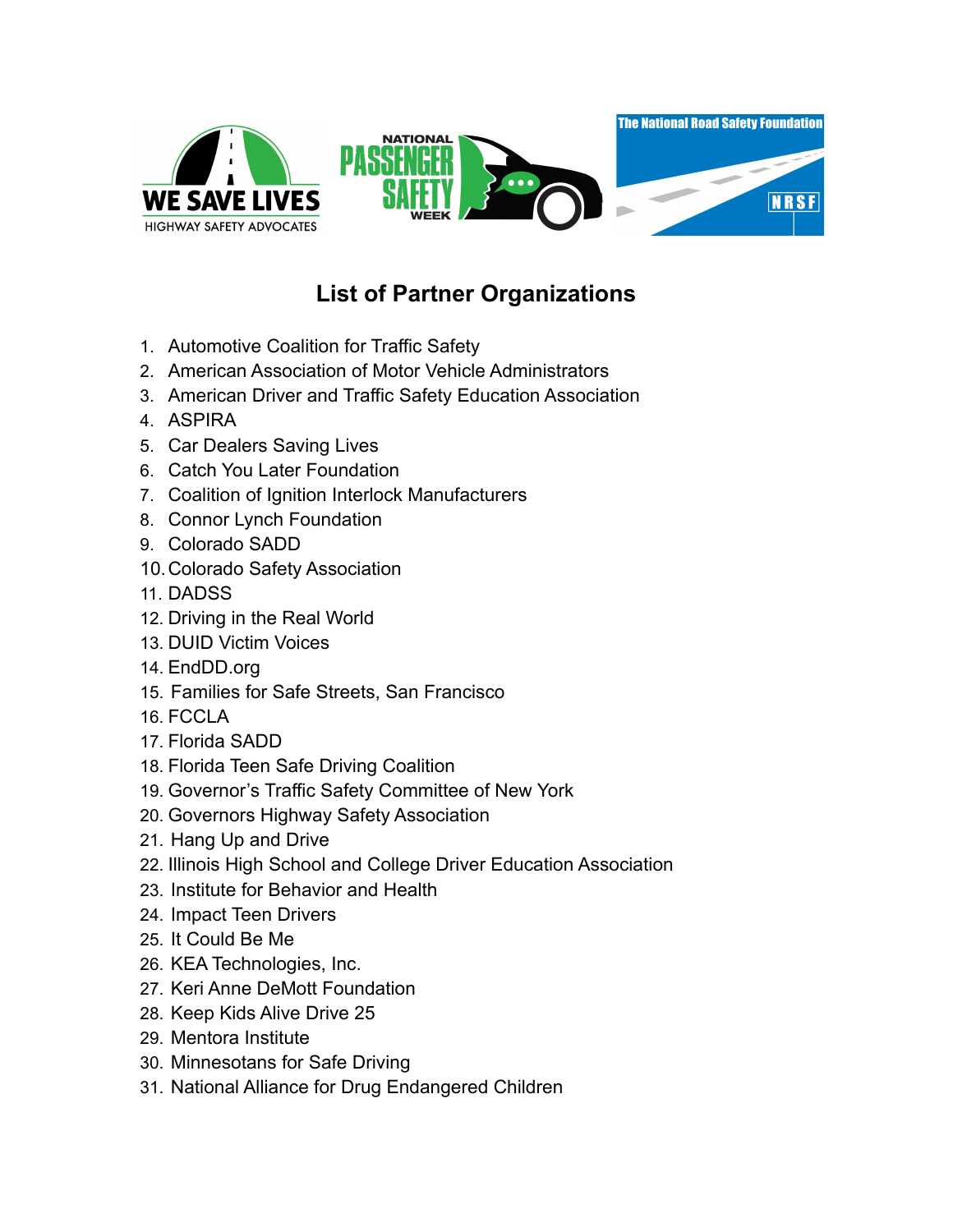# List of Partner Organizations

1. Automotive Coalition for Traffic Safety
2. American Association of Motor Vehicle Administrators
3. American Driver and Traffic Safety Education Association
4. ASPIRA
5. Car Dealers Saving Lives
6. Catch You Later Foundation
7. Coalition of Ignition Interlock Manufacturers
8. Connor Lynch Foundation
9. Colorado SADD
10. Colorado Safety Association
11. DADSS
12. Driving in the Real World
13. DUID Victim Voices
14. EndDD.org
15. Families for Safe Streets, San Francisco
16. FCCLA
17. Florida SADD
18. Florida Teen Safe Driving Coalition
19. Governor's Traffic Safety Committee of New York
20. Governors Highway Safety Association
21. Hang Up and Drive
22. Illinois High School and College Driver Education Association
23. Institute for Behavior and Health
24. Impact Teen Drivers
25. It Could Be Me
26. KEA Technologies, Inc.
27. Keri Anne DeMott Foundation
28. Keep Kids Alive Drive 25
29. Mentora Institute
30. Minnesotans for Safe Driving
31. National Alliance for Drug Endangered Children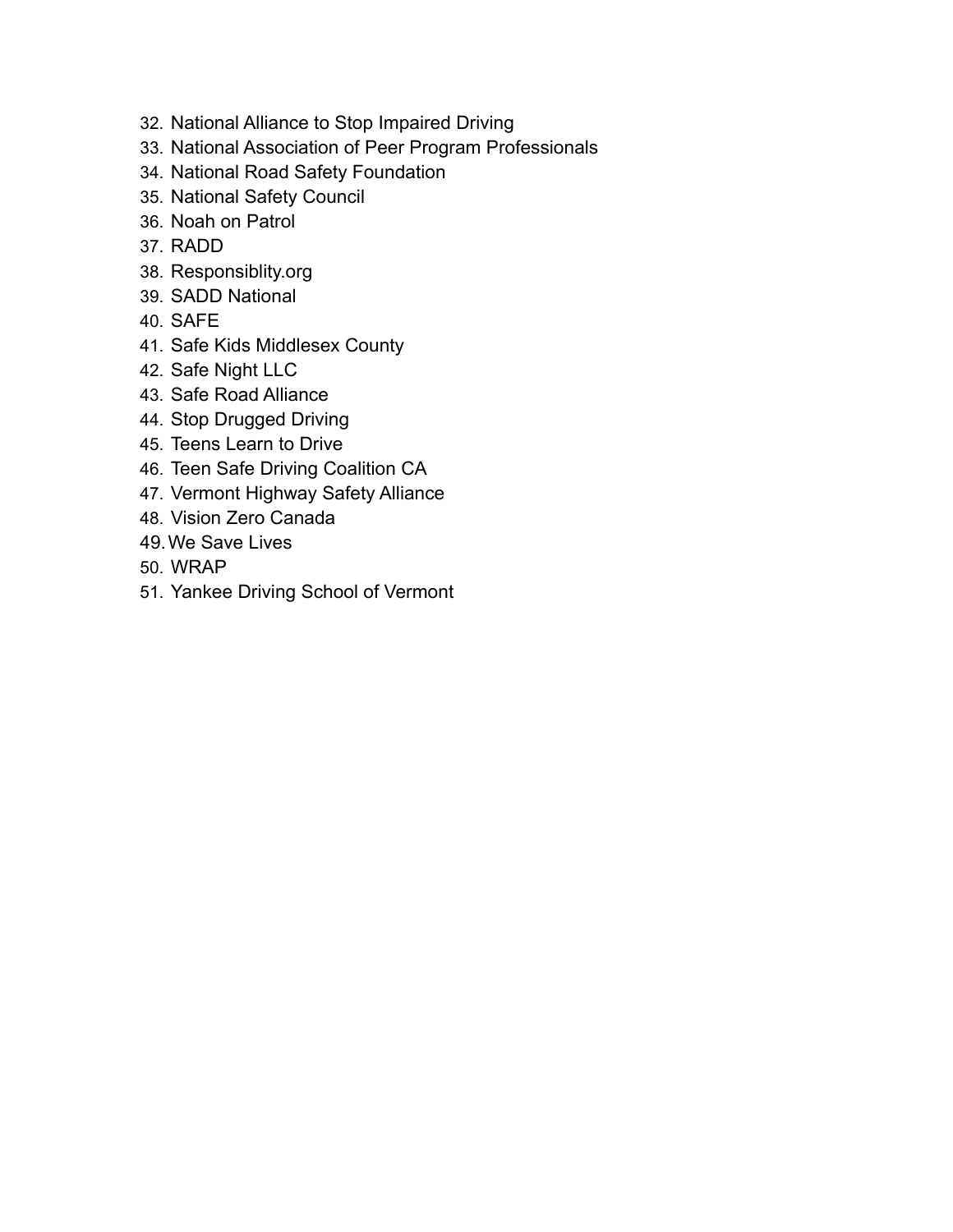32. National Alliance to Stop Impaired Driving
33. National Association of Peer Program Professionals
34. National Road Safety Foundation
35. National Safety Council
36. Noah on Patrol
37. RADD
38. Responsiblity.org
39. SADD National
40. SAFE
41. Safe Kids Middlesex County
42. Safe Night LLC
43. Safe Road Alliance
44. Stop Drugged Driving
45. Teens Learn to Drive
46. Teen Safe Driving Coalition CA
47. Vermont Highway Safety Alliance
48. Vision Zero Canada
49. We Save Lives
50. WRAP
51. Yankee Driving School of Vermont